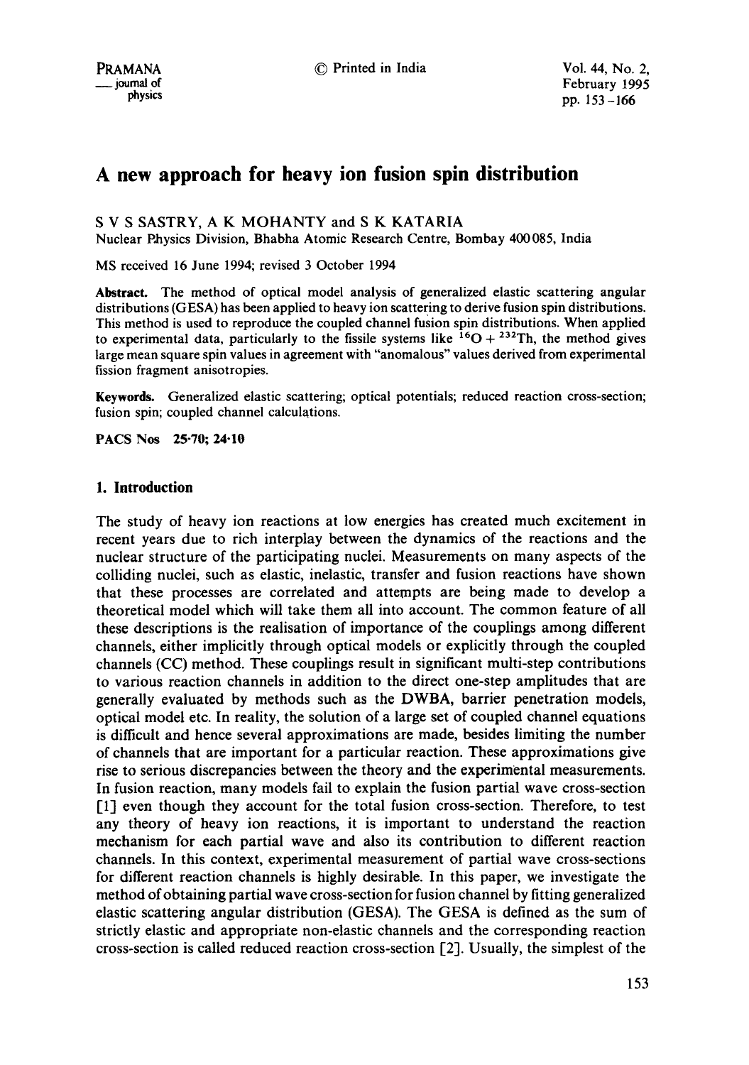# A new approach for heavy ion fusion spin distribution

S V S SASTRY, A K MOHANTY and S K KATARIA

Nuclear Physics Division, Bhabha Atomic Research Centre, Bombay 400085, India

MS received 16 June 1994; revised 3 October 1994

**Abstract.** The method of optical model analysis of generalized elastic scattering angular distributions (GESA) has been applied to heavy ion scattering to derive fusion spin distributions. This method is used to reproduce the coupled channel fusion spin distributions. When applied to experimental data, particularly to the fissile systems like $^{16}O + ^{232}Th$, the method gives large mean square spin values in agreement with "anomalous" values derived from experimental fission fragment anisotropies.

**Keywords.** Generalized elastic scattering; optical potentials; reduced reaction cross-section; fusion spin; coupled channel calculations.

**PACS Nos** 25·70; 24·10

## 1. Introduction

The study of heavy ion reactions at low energies has created much excitement in recent years due to rich interplay between the dynamics of the reactions and the nuclear structure of the participating nuclei. Measurements on many aspects of the colliding nuclei, such as elastic, inelastic, transfer and fusion reactions have shown that these processes are correlated and attempts are being made to develop a theoretical model which will take them all into account. The common feature of all these descriptions is the realisation of importance of the couplings among different channels, either implicitly through optical models or explicitly through the coupled channels (CC) method. These couplings result in significant multi-step contributions to various reaction channels in addition to the direct one-step amplitudes that are generally evaluated by methods such as the DWBA, barrier penetration models, optical model etc. In reality, the solution of a large set of coupled channel equations is difficult and hence several approximations are made, besides limiting the number of channels that are important for a particular reaction. These approximations give rise to serious discrepancies between the theory and the experimental measurements. In fusion reaction, many models fail to explain the fusion partial wave cross-section [1] even though they account for the total fusion cross-section. Therefore, to test any theory of heavy ion reactions, it is important to understand the reaction mechanism for each partial wave and also its contribution to different reaction channels. In this context, experimental measurement of partial wave cross-sections for different reaction channels is highly desirable. In this paper, we investigate the method of obtaining partial wave cross-section for fusion channel by fitting generalized elastic scattering angular distribution (GESA). The GESA is defined as the sum of strictly elastic and appropriate non-elastic channels and the corresponding reaction cross-section is called reduced reaction cross-section [2]. Usually, the simplest of the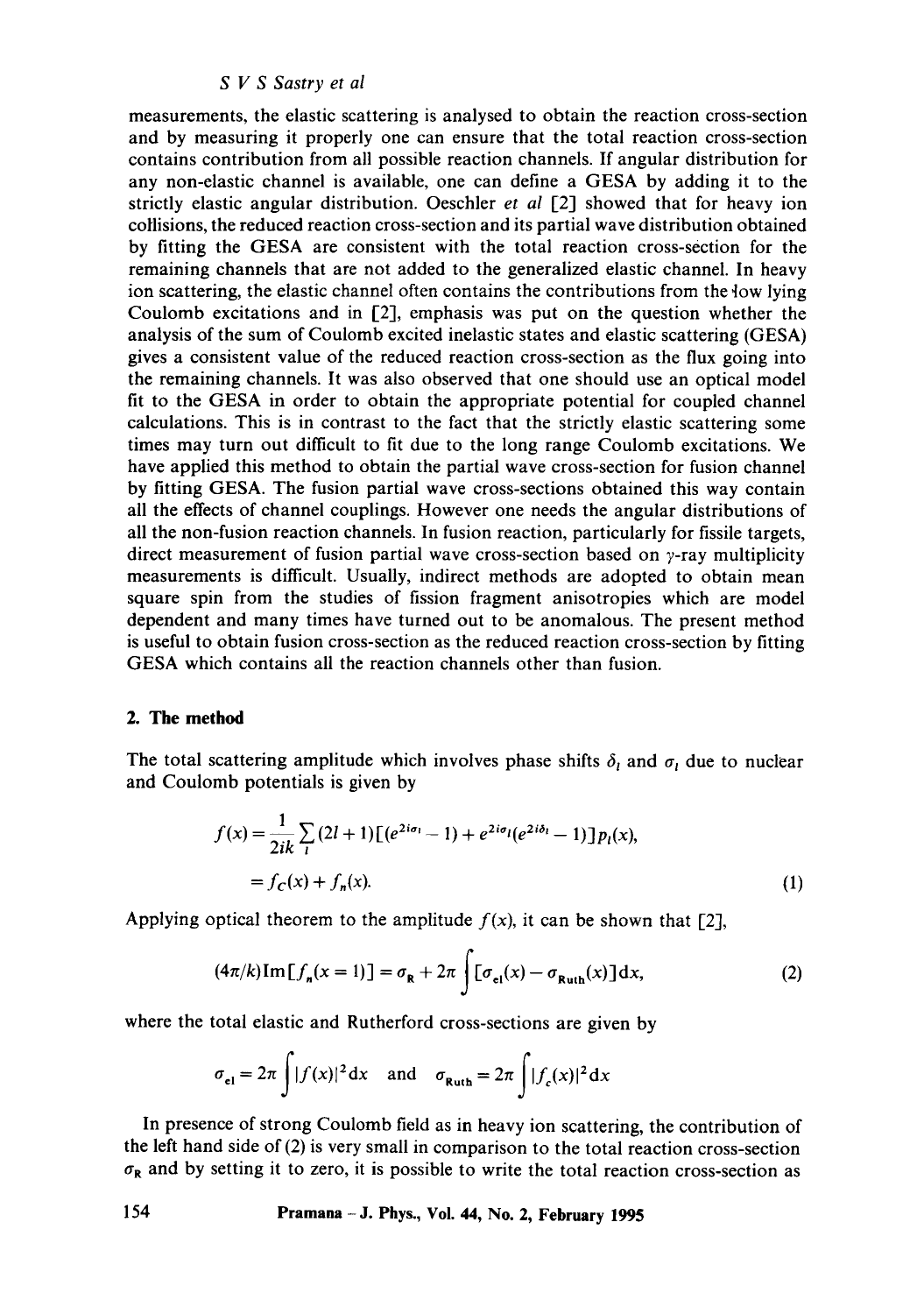measurements, the elastic scattering is analysed to obtain the reaction cross-section and by measuring it properly one can ensure that the total reaction cross-section contains contribution from all possible reaction channels. If angular distribution for any non-elastic channel is available, one can define a GESA by adding it to the strictly elastic angular distribution. Oeschler *et al* [2] showed that for heavy ion collisions, the reduced reaction cross-section and its partial wave distribution obtained by fitting the GESA are consistent with the total reaction cross-section for the remaining channels that are not added to the generalized elastic channel. In heavy ion scattering, the elastic channel often contains the contributions from the low lying Coulomb excitations and in [2], emphasis was put on the question whether the analysis of the sum of Coulomb excited inelastic states and elastic scattering (GESA) gives a consistent value of the reduced reaction cross-section as the flux going into the remaining channels. It was also observed that one should use an optical model fit to the GESA in order to obtain the appropriate potential for coupled channel calculations. This is in contrast to the fact that the strictly elastic scattering some times may turn out difficult to fit due to the long range Coulomb excitations. We have applied this method to obtain the partial wave cross-section for fusion channel by fitting GESA. The fusion partial wave cross-sections obtained this way contain all the effects of channel couplings. However one needs the angular distributions of all the non-fusion reaction channels. In fusion reaction, particularly for fissile targets, direct measurement of fusion partial wave cross-section based on $\gamma$-ray multiplicity measurements is difficult. Usually, indirect methods are adopted to obtain mean square spin from the studies of fission fragment anisotropies which are model dependent and many times have turned out to be anomalous. The present method is useful to obtain fusion cross-section as the reduced reaction cross-section by fitting GESA which contains all the reaction channels other than fusion.

## 2. The method

The total scattering amplitude which involves phase shifts $\delta_l$ and $\sigma_l$ due to nuclear and Coulomb potentials is given by

$$f(x) = \frac{1}{2ik} \sum_l (2l+1)[(e^{2i\sigma_l} - 1) + e^{2i\sigma_l}(e^{2i\delta_l} - 1)] p_l(x),$$
$$= f_C(x) + f_n(x). \tag{1}$$

Applying optical theorem to the amplitude $f(x)$, it can be shown that [2],

$$(4\pi/k)\mathrm{Im}[f_n(x=1)] = \sigma_R + 2\pi \int [\sigma_{el}(x) - \sigma_{Ruth}(x)]\mathrm{d}x, \tag{2}$$

where the total elastic and Rutherford cross-sections are given by

$$\sigma_{el} = 2\pi \int |f(x)|^2 \mathrm{d}x \quad \text{and} \quad \sigma_{Ruth} = 2\pi \int |f_c(x)|^2 \mathrm{d}x$$

In presence of strong Coulomb field as in heavy ion scattering, the contribution of the left hand side of (2) is very small in comparison to the total reaction cross-section $\sigma_R$ and by setting it to zero, it is possible to write the total reaction cross-section as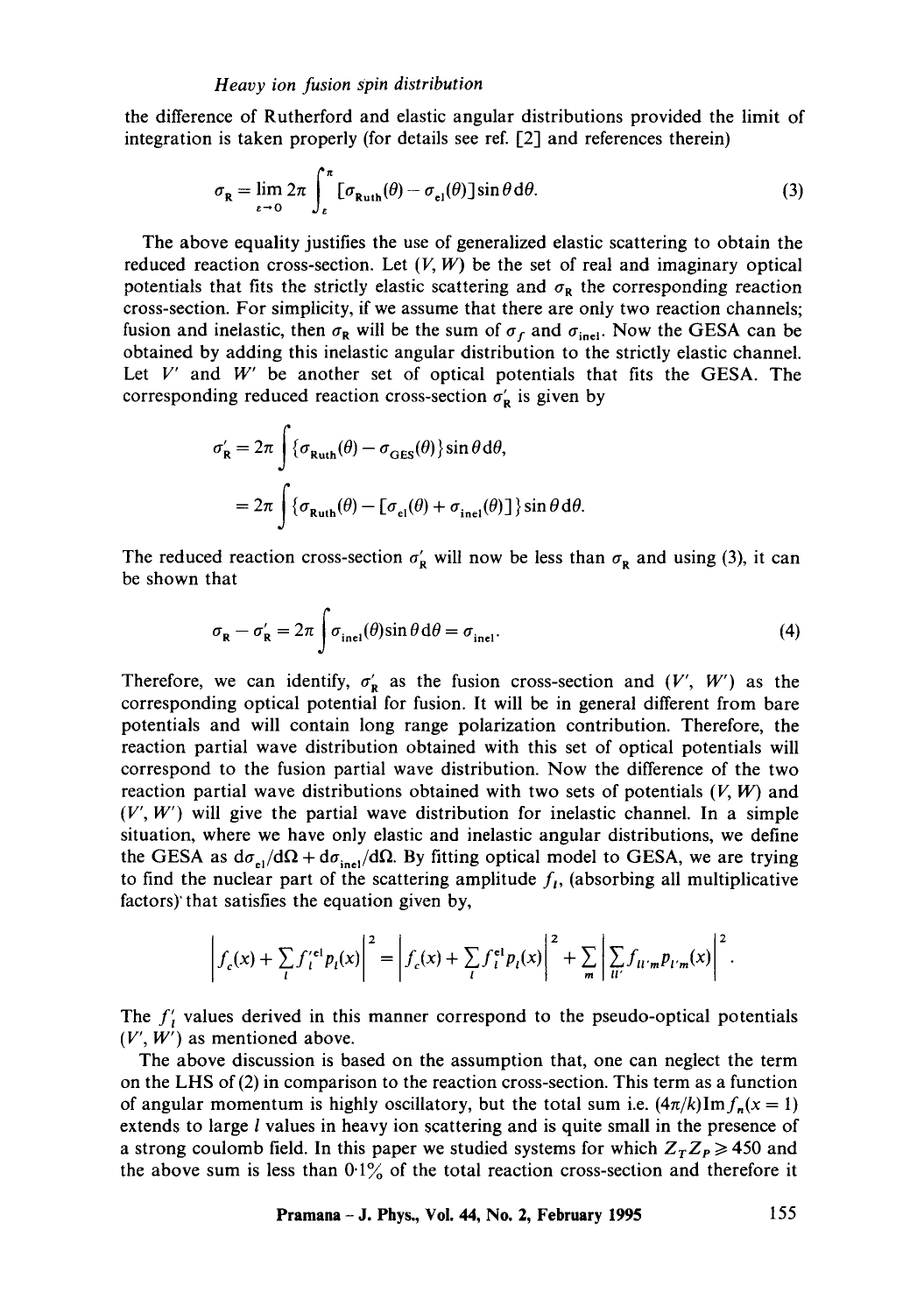the difference of Rutherford and elastic angular distributions provided the limit of integration is taken properly (for details see ref. [2] and references therein)

$$\sigma_{\mathrm{R}} = \lim_{\varepsilon \to 0} 2\pi \int_{\varepsilon}^{\pi} [\sigma_{\mathrm{Ruth}}(\theta) - \sigma_{\mathrm{el}}(\theta)] \sin\theta \, \mathrm{d}\theta. \tag{3}$$

The above equality justifies the use of generalized elastic scattering to obtain the reduced reaction cross-section. Let $(V, W)$ be the set of real and imaginary optical potentials that fits the strictly elastic scattering and $\sigma_{\mathrm{R}}$ the corresponding reaction cross-section. For simplicity, if we assume that there are only two reaction channels; fusion and inelastic, then $\sigma_{\mathrm{R}}$ will be the sum of $\sigma_f$ and $\sigma_{\mathrm{inel}}$. Now the GESA can be obtained by adding this inelastic angular distribution to the strictly elastic channel. Let $V'$ and $W'$ be another set of optical potentials that fits the GESA. The corresponding reduced reaction cross-section $\sigma'_{\mathrm{R}}$ is given by

$$\begin{aligned}
\sigma'_{\mathrm{R}} &= 2\pi \int \{\sigma_{\mathrm{Ruth}}(\theta) - \sigma_{\mathrm{GES}}(\theta)\} \sin\theta \, \mathrm{d}\theta, \\
&= 2\pi \int \{\sigma_{\mathrm{Ruth}}(\theta) - [\sigma_{\mathrm{el}}(\theta) + \sigma_{\mathrm{inel}}(\theta)]\} \sin\theta \, \mathrm{d}\theta.
\end{aligned}$$

The reduced reaction cross-section $\sigma'_{\mathrm{R}}$ will now be less than $\sigma_{\mathrm{R}}$ and using (3), it can be shown that

$$\sigma_{\mathrm{R}} - \sigma'_{\mathrm{R}} = 2\pi \int \sigma_{\mathrm{inel}}(\theta) \sin\theta \, \mathrm{d}\theta = \sigma_{\mathrm{inel}}. \tag{4}$$

Therefore, we can identify, $\sigma'_{\mathrm{R}}$ as the fusion cross-section and $(V', W')$ as the corresponding optical potential for fusion. It will be in general different from bare potentials and will contain long range polarization contribution. Therefore, the reaction partial wave distribution obtained with this set of optical potentials will correspond to the fusion partial wave distribution. Now the difference of the two reaction partial wave distributions obtained with two sets of potentials $(V, W)$ and $(V', W')$ will give the partial wave distribution for inelastic channel. In a simple situation, where we have only elastic and inelastic angular distributions, we define the GESA as $\mathrm{d}\sigma_{\mathrm{el}}/\mathrm{d}\Omega + \mathrm{d}\sigma_{\mathrm{inel}}/\mathrm{d}\Omega$. By fitting optical model to GESA, we are trying to find the nuclear part of the scattering amplitude $f_l$, (absorbing all multiplicative factors) that satisfies the equation given by,

$$\left| f_c(x) + \sum_l f_l'^{\mathrm{el}} p_l(x) \right|^2 = \left| f_c(x) + \sum_l f_l^{\mathrm{el}} p_l(x) \right|^2 + \sum_m \left| \sum_{ll'} f_{ll'm} p_{l'm}(x) \right|^2 .$$

The $f'_l$ values derived in this manner correspond to the pseudo-optical potentials $(V', W')$ as mentioned above.

The above discussion is based on the assumption that, one can neglect the term on the LHS of (2) in comparison to the reaction cross-section. This term as a function of angular momentum is highly oscillatory, but the total sum i.e. $(4\pi/k)\mathrm{Im} f_n(x=1)$ extends to large $l$ values in heavy ion scattering and is quite small in the presence of a strong coulomb field. In this paper we studied systems for which $Z_T Z_P \geqslant 450$ and the above sum is less than 0·1% of the total reaction cross-section and therefore it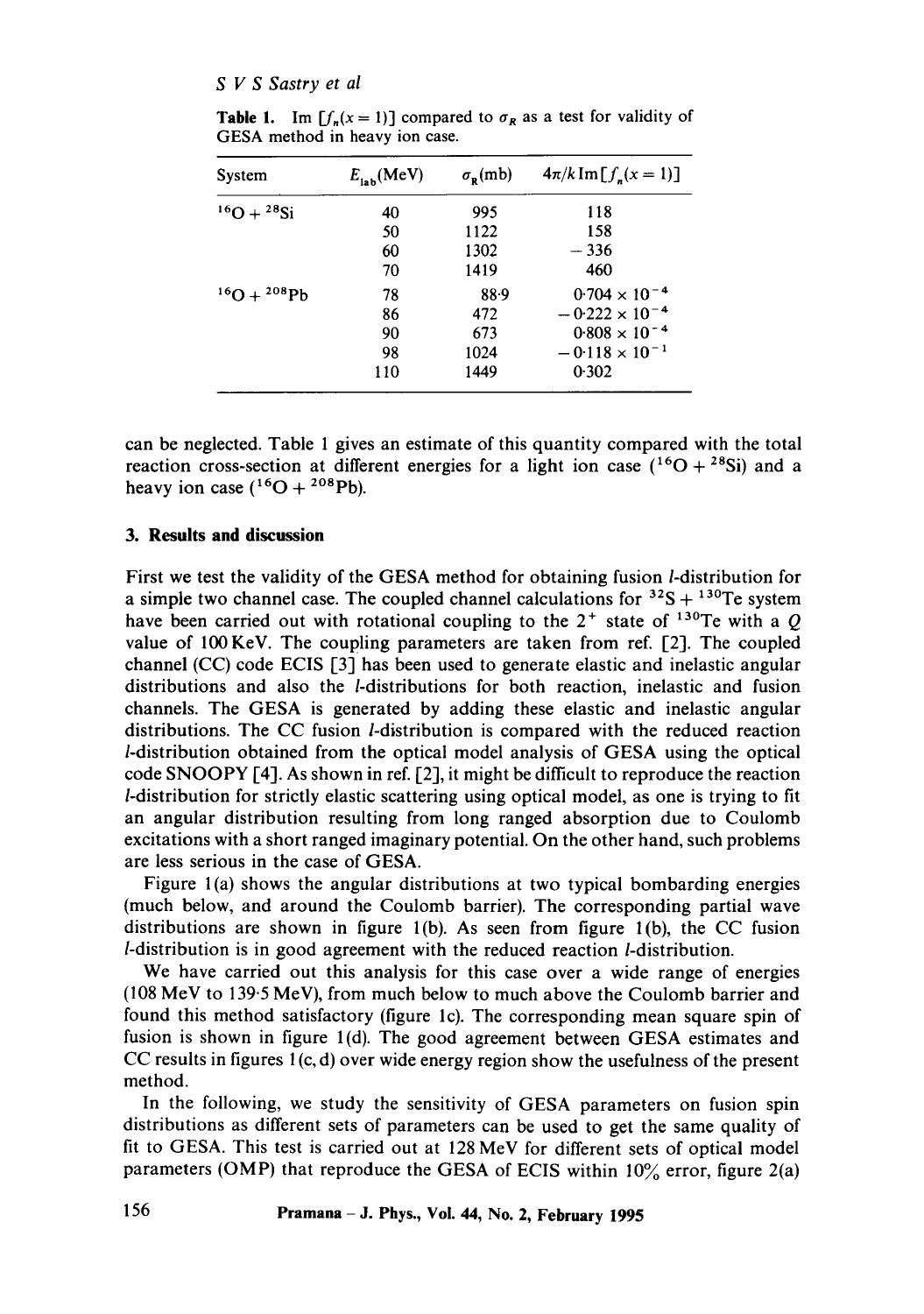**Table 1.** Im $[f_n(x=1)]$ compared to $\sigma_R$ as a test for validity of GESA method in heavy ion case.

| System | $E_{lab}$(MeV) | $\sigma_R$(mb) | $4\pi/k\,\mathrm{Im}[f_n(x=1)]$ |
|---|---|---|---|
| $^{16}O + ^{28}Si$ | 40 | 995 | 118 |
| | 50 | 1122 | 158 |
| | 60 | 1302 | −336 |
| | 70 | 1419 | 460 |
| $^{16}O + ^{208}Pb$ | 78 | 88·9 | $0{\cdot}704 \times 10^{-4}$ |
| | 86 | 472 | $-0{\cdot}222 \times 10^{-4}$ |
| | 90 | 673 | $0{\cdot}808 \times 10^{-4}$ |
| | 98 | 1024 | $-0{\cdot}118 \times 10^{-1}$ |
| | 110 | 1449 | 0·302 |

can be neglected. Table 1 gives an estimate of this quantity compared with the total reaction cross-section at different energies for a light ion case ($^{16}O + ^{28}Si$) and a heavy ion case ($^{16}O + ^{208}Pb$).

## 3. Results and discussion

First we test the validity of the GESA method for obtaining fusion $l$-distribution for a simple two channel case. The coupled channel calculations for $^{32}S + ^{130}Te$ system have been carried out with rotational coupling to the $2^+$ state of $^{130}Te$ with a $Q$ value of 100 KeV. The coupling parameters are taken from ref. [2]. The coupled channel (CC) code ECIS [3] has been used to generate elastic and inelastic angular distributions and also the $l$-distributions for both reaction, inelastic and fusion channels. The GESA is generated by adding these elastic and inelastic angular distributions. The CC fusion $l$-distribution is compared with the reduced reaction $l$-distribution obtained from the optical model analysis of GESA using the optical code SNOOPY [4]. As shown in ref. [2], it might be difficult to reproduce the reaction $l$-distribution for strictly elastic scattering using optical model, as one is trying to fit an angular distribution resulting from long ranged absorption due to Coulomb excitations with a short ranged imaginary potential. On the other hand, such problems are less serious in the case of GESA.

Figure 1(a) shows the angular distributions at two typical bombarding energies (much below, and around the Coulomb barrier). The corresponding partial wave distributions are shown in figure 1(b). As seen from figure 1(b), the CC fusion $l$-distribution is in good agreement with the reduced reaction $l$-distribution.

We have carried out this analysis for this case over a wide range of energies (108 MeV to 139·5 MeV), from much below to much above the Coulomb barrier and found this method satisfactory (figure 1c). The corresponding mean square spin of fusion is shown in figure 1(d). The good agreement between GESA estimates and CC results in figures 1(c, d) over wide energy region show the usefulness of the present method.

In the following, we study the sensitivity of GESA parameters on fusion spin distributions as different sets of parameters can be used to get the same quality of fit to GESA. This test is carried out at 128 MeV for different sets of optical model parameters (OMP) that reproduce the GESA of ECIS within 10% error, figure 2(a)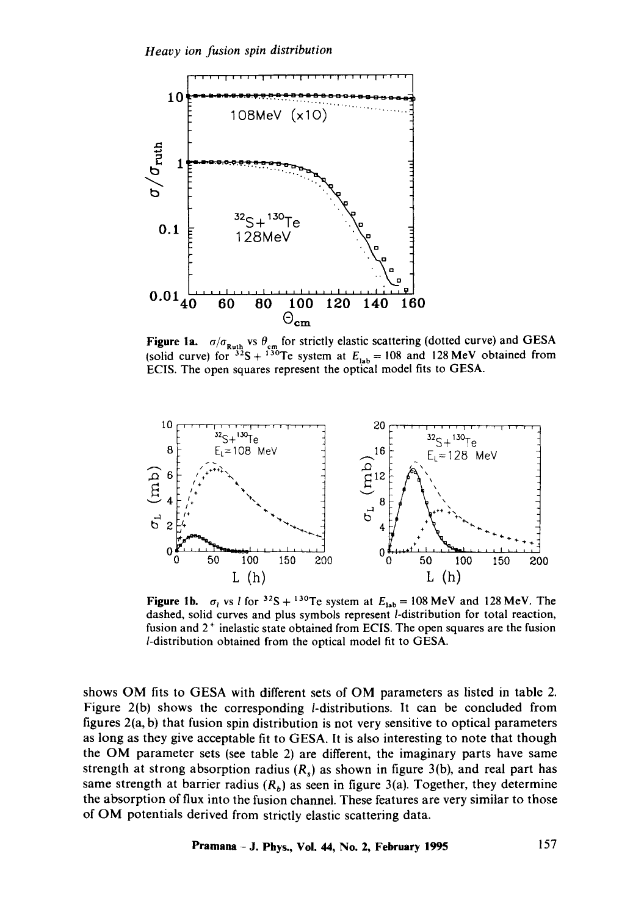**Figure 1a.** $\sigma/\sigma_{Ruth}$ vs $\theta_{cm}$ for strictly elastic scattering (dotted curve) and GESA (solid curve) for $^{32}S + ^{130}Te$ system at $E_{lab} = 108$ and 128 MeV obtained from ECIS. The open squares represent the optical model fits to GESA.

**Figure 1b.** $\sigma_l$ vs $l$ for $^{32}S + ^{130}Te$ system at $E_{lab} = 108$ MeV and 128 MeV. The dashed, solid curves and plus symbols represent $l$-distribution for total reaction, fusion and $2^+$ inelastic state obtained from ECIS. The open squares are the fusion $l$-distribution obtained from the optical model fit to GESA.

shows OM fits to GESA with different sets of OM parameters as listed in table 2. Figure 2(b) shows the corresponding $l$-distributions. It can be concluded from figures 2(a, b) that fusion spin distribution is not very sensitive to optical parameters as long as they give acceptable fit to GESA. It is also interesting to note that though the OM parameter sets (see table 2) are different, the imaginary parts have same strength at strong absorption radius ($R_s$) as shown in figure 3(b), and real part has same strength at barrier radius ($R_b$) as seen in figure 3(a). Together, they determine the absorption of flux into the fusion channel. These features are very similar to those of OM potentials derived from strictly elastic scattering data.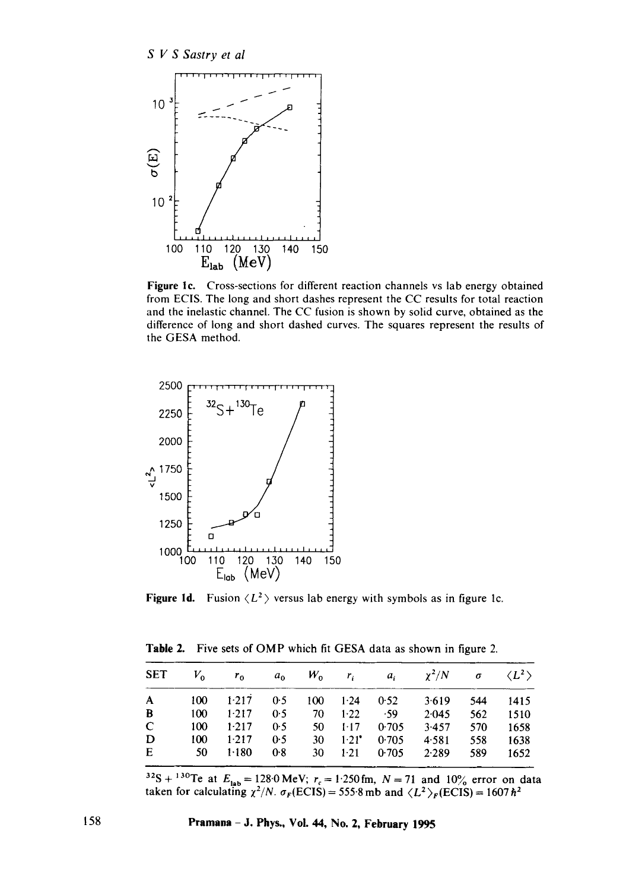**Figure 1c.** Cross-sections for different reaction channels vs lab energy obtained from ECIS. The long and short dashes represent the CC results for total reaction and the inelastic channel. The CC fusion is shown by solid curve, obtained as the difference of long and short dashed curves. The squares represent the results of the GESA method.

**Figure 1d.** Fusion $\langle L^2 \rangle$ versus lab energy with symbols as in figure 1c.

**Table 2.** Five sets of OMP which fit GESA data as shown in figure 2.

| SET | $V_0$ | $r_0$ | $a_0$ | $W_0$ | $r_i$ | $a_i$ | $\chi^2/N$ | $\sigma$ | $\langle L^2 \rangle$ |
|---|---|---|---|---|---|---|---|---|---|
| A | 100 | 1·217 | 0·5 | 100 | 1·24 | 0·52 | 3·619 | 544 | 1415 |
| B | 100 | 1·217 | 0·5 | 70 | 1·22 | ·59 | 2·045 | 562 | 1510 |
| C | 100 | 1·217 | 0·5 | 50 | 1·17 | 0·705 | 3·457 | 570 | 1658 |
| D | 100 | 1·217 | 0·5 | 30 | 1·21 | 0·705 | 4·581 | 558 | 1638 |
| E | 50 | 1·180 | 0·8 | 30 | 1·21 | 0·705 | 2·289 | 589 | 1652 |

$^{32}S + ^{130}Te$ at $E_{lab} = 128{\cdot}0$ MeV; $r_c = 1{\cdot}250$ fm, $N = 71$ and 10% error on data taken for calculating $\chi^2/N$. $\sigma_F(\text{ECIS}) = 555{\cdot}8$ mb and $\langle L^2 \rangle_F(\text{ECIS}) = 1607\,\hbar^2$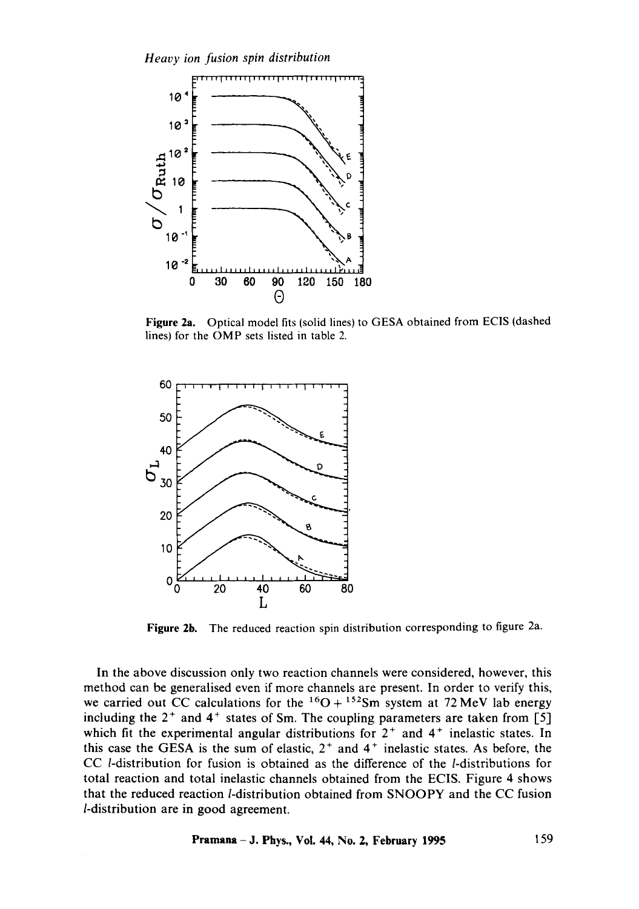**Figure 2a.** Optical model fits (solid lines) to GESA obtained from ECIS (dashed lines) for the OMP sets listed in table 2.

**Figure 2b.** The reduced reaction spin distribution corresponding to figure 2a.

In the above discussion only two reaction channels were considered, however, this method can be generalised even if more channels are present. In order to verify this, we carried out CC calculations for the $^{16}O + ^{152}Sm$ system at 72 MeV lab energy including the $2^+$ and $4^+$ states of Sm. The coupling parameters are taken from [5] which fit the experimental angular distributions for $2^+$ and $4^+$ inelastic states. In this case the GESA is the sum of elastic, $2^+$ and $4^+$ inelastic states. As before, the CC $l$-distribution for fusion is obtained as the difference of the $l$-distributions for total reaction and total inelastic channels obtained from the ECIS. Figure 4 shows that the reduced reaction $l$-distribution obtained from SNOOPY and the CC fusion $l$-distribution are in good agreement.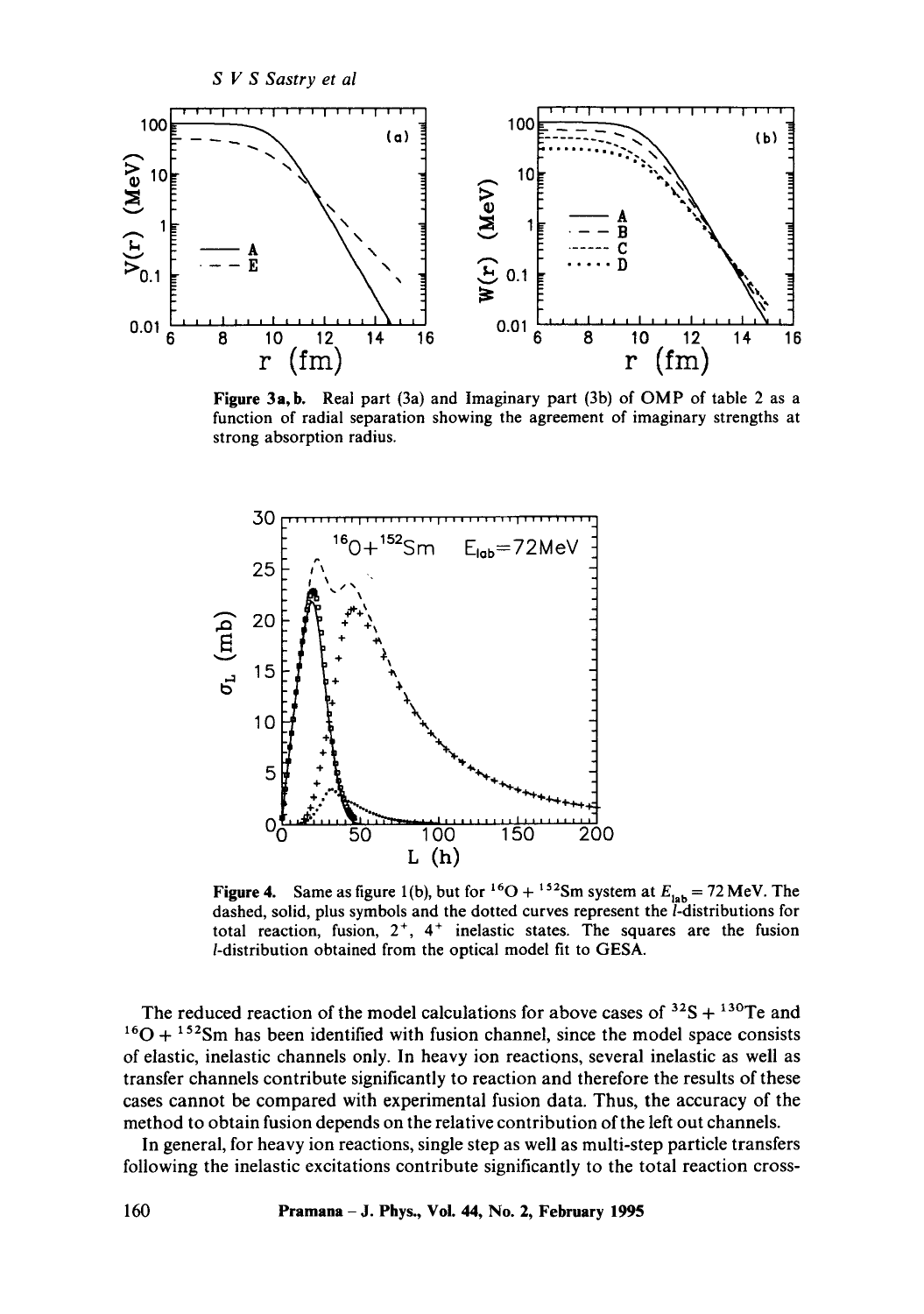**Figure 3a, b.** Real part (3a) and Imaginary part (3b) of OMP of table 2 as a function of radial separation showing the agreement of imaginary strengths at strong absorption radius.

**Figure 4.** Same as figure 1(b), but for $^{16}O + {}^{152}Sm$ system at $E_{lab} = 72$ MeV. The dashed, solid, plus symbols and the dotted curves represent the $l$-distributions for total reaction, fusion, $2^+$, $4^+$ inelastic states. The squares are the fusion $l$-distribution obtained from the optical model fit to GESA.

The reduced reaction of the model calculations for above cases of $^{32}S + {}^{130}Te$ and $^{16}O + {}^{152}Sm$ has been identified with fusion channel, since the model space consists of elastic, inelastic channels only. In heavy ion reactions, several inelastic as well as transfer channels contribute significantly to reaction and therefore the results of these cases cannot be compared with experimental fusion data. Thus, the accuracy of the method to obtain fusion depends on the relative contribution of the left out channels.

In general, for heavy ion reactions, single step as well as multi-step particle transfers following the inelastic excitations contribute significantly to the total reaction cross-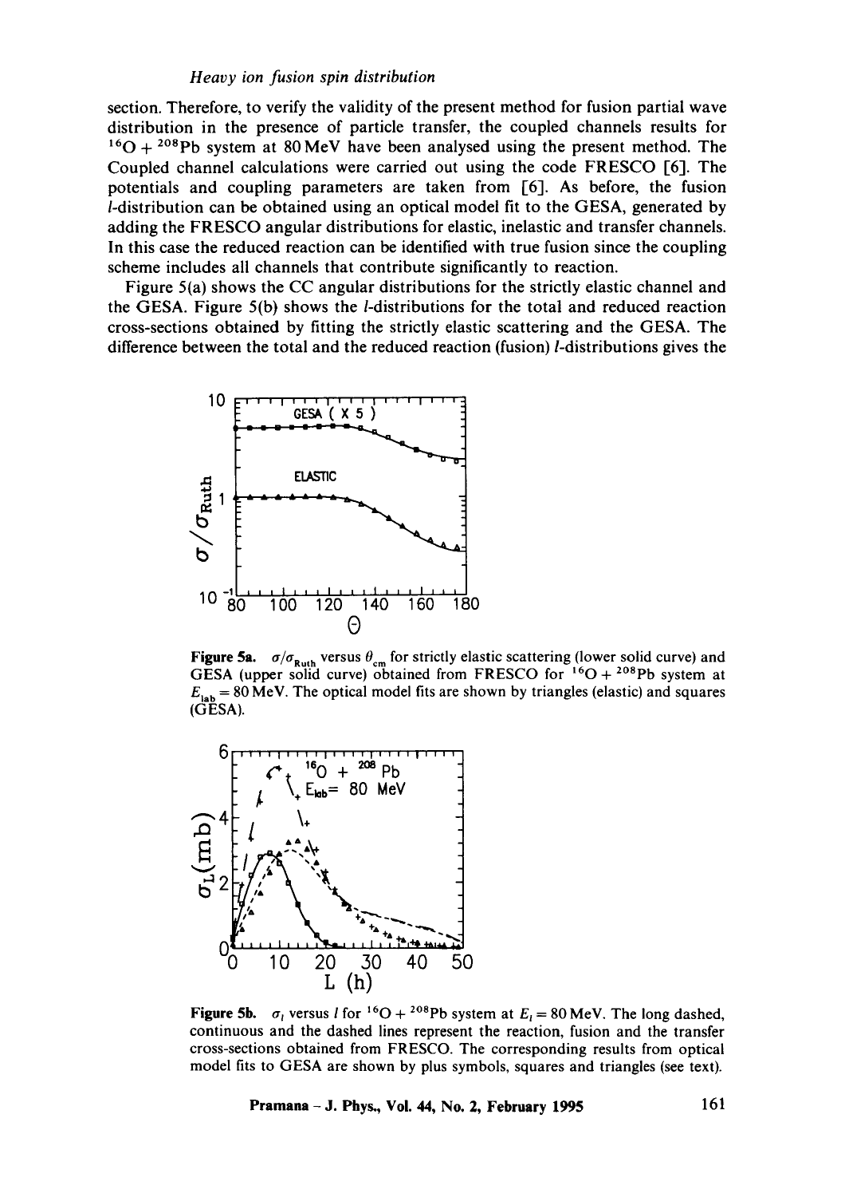section. Therefore, to verify the validity of the present method for fusion partial wave distribution in the presence of particle transfer, the coupled channels results for $^{16}O + ^{208}Pb$ system at 80 MeV have been analysed using the present method. The Coupled channel calculations were carried out using the code FRESCO [6]. The potentials and coupling parameters are taken from [6]. As before, the fusion $l$-distribution can be obtained using an optical model fit to the GESA, generated by adding the FRESCO angular distributions for elastic, inelastic and transfer channels. In this case the reduced reaction can be identified with true fusion since the coupling scheme includes all channels that contribute significantly to reaction.

Figure 5(a) shows the CC angular distributions for the strictly elastic channel and the GESA. Figure 5(b) shows the $l$-distributions for the total and reduced reaction cross-sections obtained by fitting the strictly elastic scattering and the GESA. The difference between the total and the reduced reaction (fusion) $l$-distributions gives the

**Figure 5a.** $\sigma/\sigma_{\mathrm{Ruth}}$ versus $\theta_{\mathrm{cm}}$ for strictly elastic scattering (lower solid curve) and GESA (upper solid curve) obtained from FRESCO for $^{16}O + ^{208}Pb$ system at $E_{\mathrm{lab}} = 80$ MeV. The optical model fits are shown by triangles (elastic) and squares (GESA).

**Figure 5b.** $\sigma_l$ versus $l$ for $^{16}O + ^{208}Pb$ system at $E_l = 80$ MeV. The long dashed, continuous and the dashed lines represent the reaction, fusion and the transfer cross-sections obtained from FRESCO. The corresponding results from optical model fits to GESA are shown by plus symbols, squares and triangles (see text).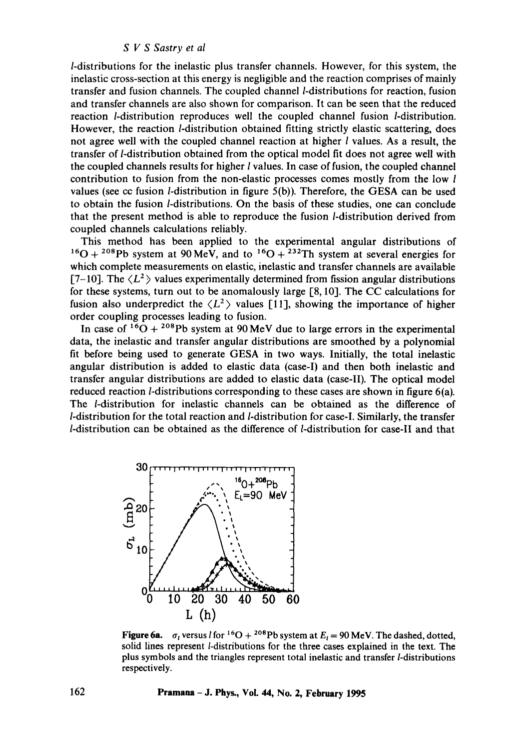*l*-distributions for the inelastic plus transfer channels. However, for this system, the inelastic cross-section at this energy is negligible and the reaction comprises of mainly transfer and fusion channels. The coupled channel *l*-distributions for reaction, fusion and transfer channels are also shown for comparison. It can be seen that the reduced reaction *l*-distribution reproduces well the coupled channel fusion *l*-distribution. However, the reaction *l*-distribution obtained fitting strictly elastic scattering, does not agree well with the coupled channel reaction at higher *l* values. As a result, the transfer of *l*-distribution obtained from the optical model fit does not agree well with the coupled channels results for higher *l* values. In case of fusion, the coupled channel contribution to fusion from the non-elastic processes comes mostly from the low *l* values (see cc fusion *l*-distribution in figure 5(b)). Therefore, the GESA can be used to obtain the fusion *l*-distributions. On the basis of these studies, one can conclude that the present method is able to reproduce the fusion *l*-distribution derived from coupled channels calculations reliably.

This method has been applied to the experimental angular distributions of $^{16}O + ^{208}Pb$ system at 90 MeV, and to $^{16}O + ^{232}Th$ system at several energies for which complete measurements on elastic, inelastic and transfer channels are available [7–10]. The $\langle L^2 \rangle$ values experimentally determined from fission angular distributions for these systems, turn out to be anomalously large [8, 10]. The CC calculations for fusion also underpredict the $\langle L^2 \rangle$ values [11], showing the importance of higher order coupling processes leading to fusion.

In case of $^{16}O + ^{208}Pb$ system at 90 MeV due to large errors in the experimental data, the inelastic and transfer angular distributions are smoothed by a polynomial fit before being used to generate GESA in two ways. Initially, the total inelastic angular distribution is added to elastic data (case-I) and then both inelastic and transfer angular distributions are added to elastic data (case-II). The optical model reduced reaction *l*-distributions corresponding to these cases are shown in figure 6(a). The *l*-distribution for inelastic channels can be obtained as the difference of *l*-distribution for the total reaction and *l*-distribution for case-I. Similarly, the transfer *l*-distribution can be obtained as the difference of *l*-distribution for case-II and that

**Figure 6a.** $\sigma_l$ versus $l$ for $^{16}O + ^{208}Pb$ system at $E_l = 90$ MeV. The dashed, dotted, solid lines represent *l*-distributions for the three cases explained in the text. The plus symbols and the triangles represent total inelastic and transfer *l*-distributions respectively.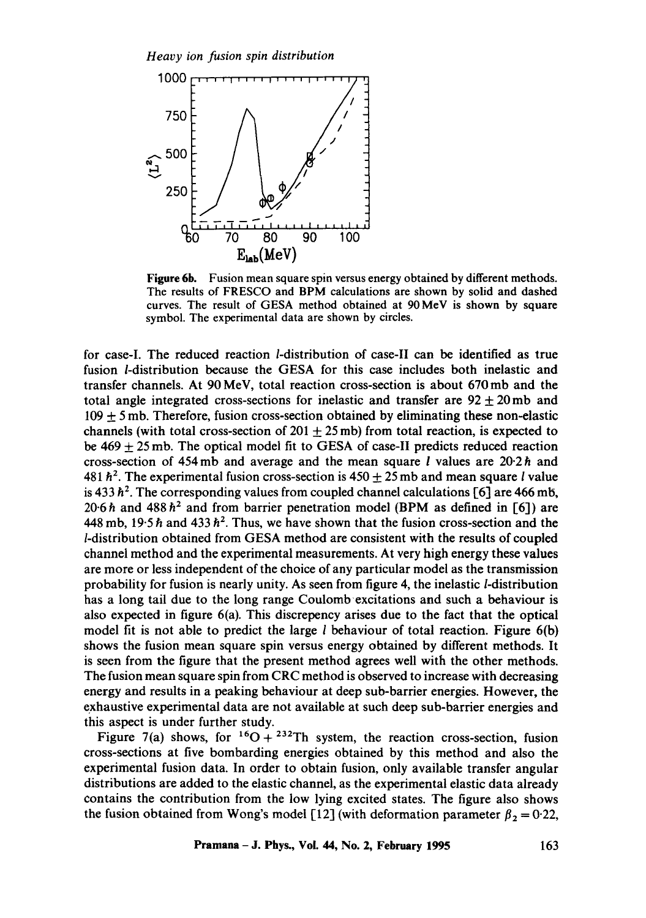Figure 6b. Fusion mean square spin versus energy obtained by different methods. The results of FRESCO and BPM calculations are shown by solid and dashed curves. The result of GESA method obtained at 90 MeV is shown by square symbol. The experimental data are shown by circles.

for case-I. The reduced reaction $l$-distribution of case-II can be identified as true fusion $l$-distribution because the GESA for this case includes both inelastic and transfer channels. At 90 MeV, total reaction cross-section is about 670 mb and the total angle integrated cross-sections for inelastic and transfer are $92 \pm 20$ mb and $109 \pm 5$ mb. Therefore, fusion cross-section obtained by eliminating these non-elastic channels (with total cross-section of $201 \pm 25$ mb) from total reaction, is expected to be $469 \pm 25$ mb. The optical model fit to GESA of case-II predicts reduced reaction cross-section of 454 mb and average and the mean square $l$ values are $20{\cdot}2\,\hbar$ and $481\,\hbar^2$. The experimental fusion cross-section is $450 \pm 25$ mb and mean square $l$ value is $433\,\hbar^2$. The corresponding values from coupled channel calculations [6] are 466 mb, $20{\cdot}6\,\hbar$ and $488\,\hbar^2$ and from barrier penetration model (BPM as defined in [6]) are 448 mb, $19{\cdot}5\,\hbar$ and $433\,\hbar^2$. Thus, we have shown that the fusion cross-section and the $l$-distribution obtained from GESA method are consistent with the results of coupled channel method and the experimental measurements. At very high energy these values are more or less independent of the choice of any particular model as the transmission probability for fusion is nearly unity. As seen from figure 4, the inelastic $l$-distribution has a long tail due to the long range Coulomb excitations and such a behaviour is also expected in figure 6(a). This discrepency arises due to the fact that the optical model fit is not able to predict the large $l$ behaviour of total reaction. Figure 6(b) shows the fusion mean square spin versus energy obtained by different methods. It is seen from the figure that the present method agrees well with the other methods. The fusion mean square spin from CRC method is observed to increase with decreasing energy and results in a peaking behaviour at deep sub-barrier energies. However, the exhaustive experimental data are not available at such deep sub-barrier energies and this aspect is under further study.

Figure 7(a) shows, for $^{16}O + ^{232}Th$ system, the reaction cross-section, fusion cross-sections at five bombarding energies obtained by this method and also the experimental fusion data. In order to obtain fusion, only available transfer angular distributions are added to the elastic channel, as the experimental elastic data already contains the contribution from the low lying excited states. The figure also shows the fusion obtained from Wong's model [12] (with deformation parameter $\beta_2 = 0{\cdot}22$,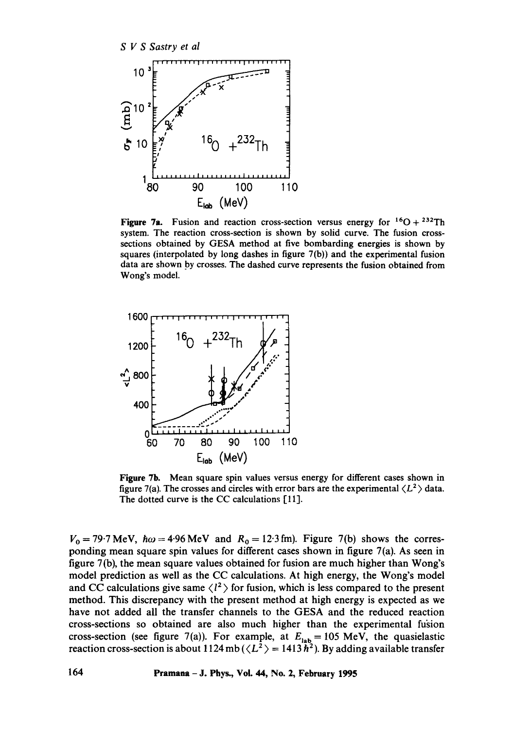**Figure 7a.** Fusion and reaction cross-section versus energy for $^{16}O + ^{232}Th$ system. The reaction cross-section is shown by solid curve. The fusion cross-sections obtained by GESA method at five bombarding energies is shown by squares (interpolated by long dashes in figure 7(b)) and the experimental fusion data are shown by crosses. The dashed curve represents the fusion obtained from Wong's model.

**Figure 7b.** Mean square spin values versus energy for different cases shown in figure 7(a). The crosses and circles with error bars are the experimental $\langle L^2 \rangle$ data. The dotted curve is the CC calculations [11].

$V_0 = 79{\cdot}7$ MeV, $\hbar\omega = 4{\cdot}96$ MeV and $R_0 = 12{\cdot}3$ fm). Figure 7(b) shows the corresponding mean square spin values for different cases shown in figure 7(a). As seen in figure 7(b), the mean square values obtained for fusion are much higher than Wong's model prediction as well as the CC calculations. At high energy, the Wong's model and CC calculations give same $\langle l^2 \rangle$ for fusion, which is less compared to the present method. This discrepancy with the present method at high energy is expected as we have not added all the transfer channels to the GESA and the reduced reaction cross-sections so obtained are also much higher than the experimental fusion cross-section (see figure 7(a)). For example, at $E_{lab} = 105$ MeV, the quasielastic reaction cross-section is about 1124 mb ($\langle L^2 \rangle = 1413\,\hbar^2$). By adding available transfer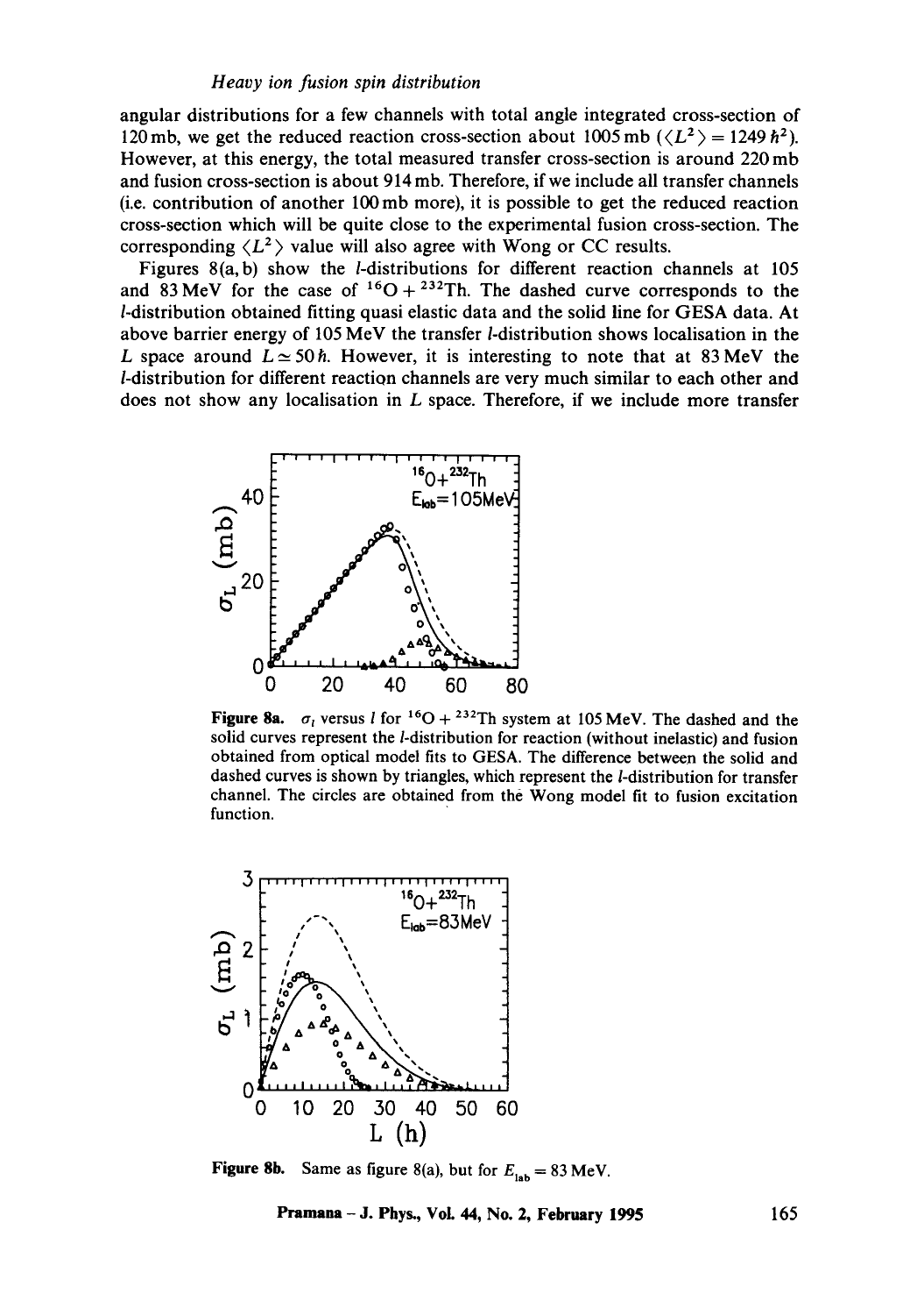angular distributions for a few channels with total angle integrated cross-section of 120 mb, we get the reduced reaction cross-section about 1005 mb ($\langle L^2 \rangle = 1249\,\hbar^2$). However, at this energy, the total measured transfer cross-section is around 220 mb and fusion cross-section is about 914 mb. Therefore, if we include all transfer channels (i.e. contribution of another 100 mb more), it is possible to get the reduced reaction cross-section which will be quite close to the experimental fusion cross-section. The corresponding $\langle L^2 \rangle$ value will also agree with Wong or CC results.

Figures 8(a, b) show the $l$-distributions for different reaction channels at 105 and 83 MeV for the case of $^{16}O + ^{232}Th$. The dashed curve corresponds to the $l$-distribution obtained fitting quasi elastic data and the solid line for GESA data. At above barrier energy of 105 MeV the transfer $l$-distribution shows localisation in the $L$ space around $L \simeq 50\,\hbar$. However, it is interesting to note that at 83 MeV the $l$-distribution for different reaction channels are very much similar to each other and does not show any localisation in $L$ space. Therefore, if we include more transfer

**Figure 8a.** $\sigma_l$ versus $l$ for $^{16}O + ^{232}Th$ system at 105 MeV. The dashed and the solid curves represent the $l$-distribution for reaction (without inelastic) and fusion obtained from optical model fits to GESA. The difference between the solid and dashed curves is shown by triangles, which represent the $l$-distribution for transfer channel. The circles are obtained from the Wong model fit to fusion excitation function.

**Figure 8b.** Same as figure 8(a), but for $E_{lab} = 83$ MeV.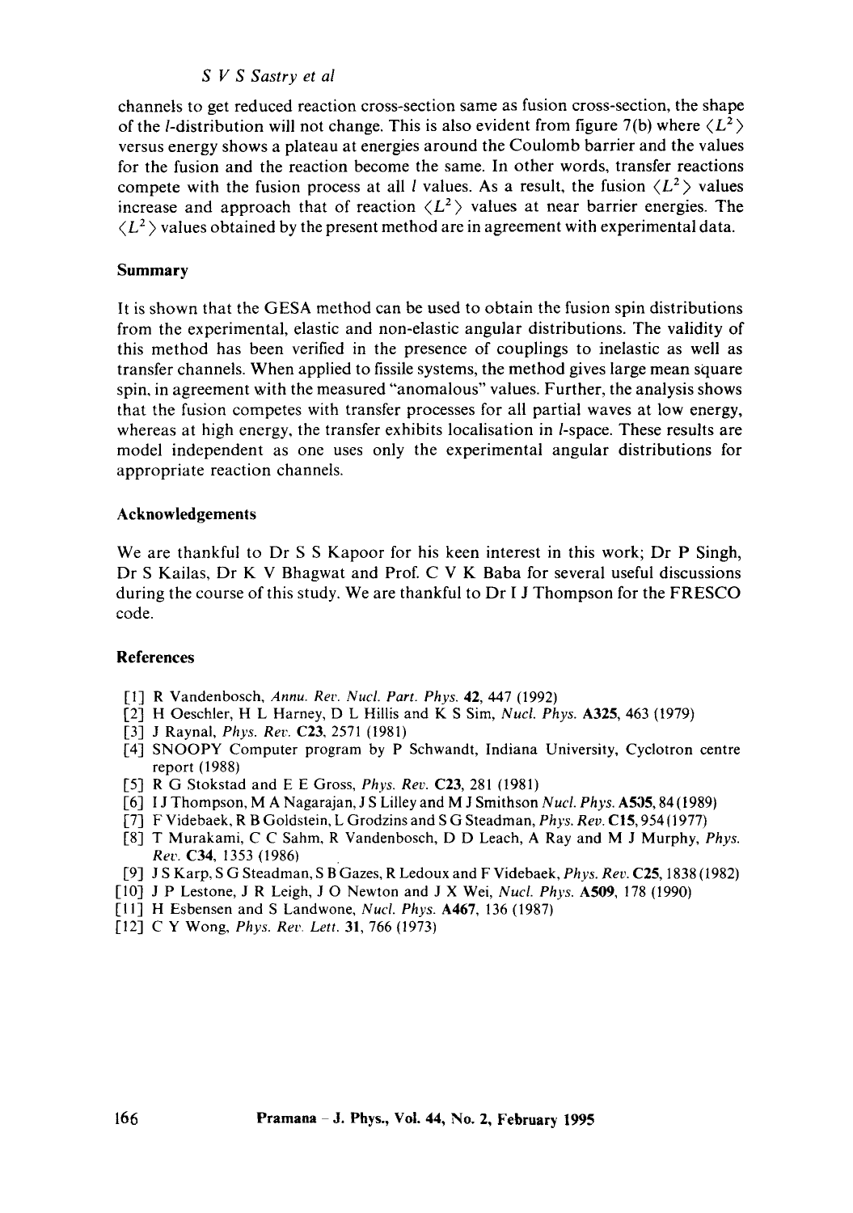channels to get reduced reaction cross-section same as fusion cross-section, the shape of the $l$-distribution will not change. This is also evident from figure 7(b) where $\langle L^2 \rangle$ versus energy shows a plateau at energies around the Coulomb barrier and the values for the fusion and the reaction become the same. In other words, transfer reactions compete with the fusion process at all $l$ values. As a result, the fusion $\langle L^2 \rangle$ values increase and approach that of reaction $\langle L^2 \rangle$ values at near barrier energies. The $\langle L^2 \rangle$ values obtained by the present method are in agreement with experimental data.

## Summary

It is shown that the GESA method can be used to obtain the fusion spin distributions from the experimental, elastic and non-elastic angular distributions. The validity of this method has been verified in the presence of couplings to inelastic as well as transfer channels. When applied to fissile systems, the method gives large mean square spin, in agreement with the measured "anomalous" values. Further, the analysis shows that the fusion competes with transfer processes for all partial waves at low energy, whereas at high energy, the transfer exhibits localisation in $l$-space. These results are model independent as one uses only the experimental angular distributions for appropriate reaction channels.

## Acknowledgements

We are thankful to Dr S S Kapoor for his keen interest in this work; Dr P Singh, Dr S Kailas, Dr K V Bhagwat and Prof. C V K Baba for several useful discussions during the course of this study. We are thankful to Dr I J Thompson for the FRESCO code.

## References

[1] R Vandenbosch, *Annu. Rev. Nucl. Part. Phys.* **42**, 447 (1992)

[2] H Oeschler, H L Harney, D L Hillis and K S Sim, *Nucl. Phys.* **A325**, 463 (1979)

[3] J Raynal, *Phys. Rev.* **C23**, 2571 (1981)

[4] SNOOPY Computer program by P Schwandt, Indiana University, Cyclotron centre report (1988)

[5] R G Stokstad and E E Gross, *Phys. Rev.* **C23**, 281 (1981)

[6] I J Thompson, M A Nagarajan, J S Lilley and M J Smithson *Nucl. Phys.* **A505**, 84 (1989)

[7] F Videbaek, R B Goldstein, L Grodzins and S G Steadman, *Phys. Rev.* **C15**, 954 (1977)

[8] T Murakami, C C Sahm, R Vandenbosch, D D Leach, A Ray and M J Murphy, *Phys. Rev.* **C34**, 1353 (1986)

[9] J S Karp, S G Steadman, S B Gazes, R Ledoux and F Videbaek, *Phys. Rev.* **C25**, 1838 (1982)

[10] J P Lestone, J R Leigh, J O Newton and J X Wei, *Nucl. Phys.* **A509**, 178 (1990)

[11] H Esbensen and S Landwone, *Nucl. Phys.* **A467**, 136 (1987)

[12] C Y Wong, *Phys. Rev. Lett.* **31**, 766 (1973)